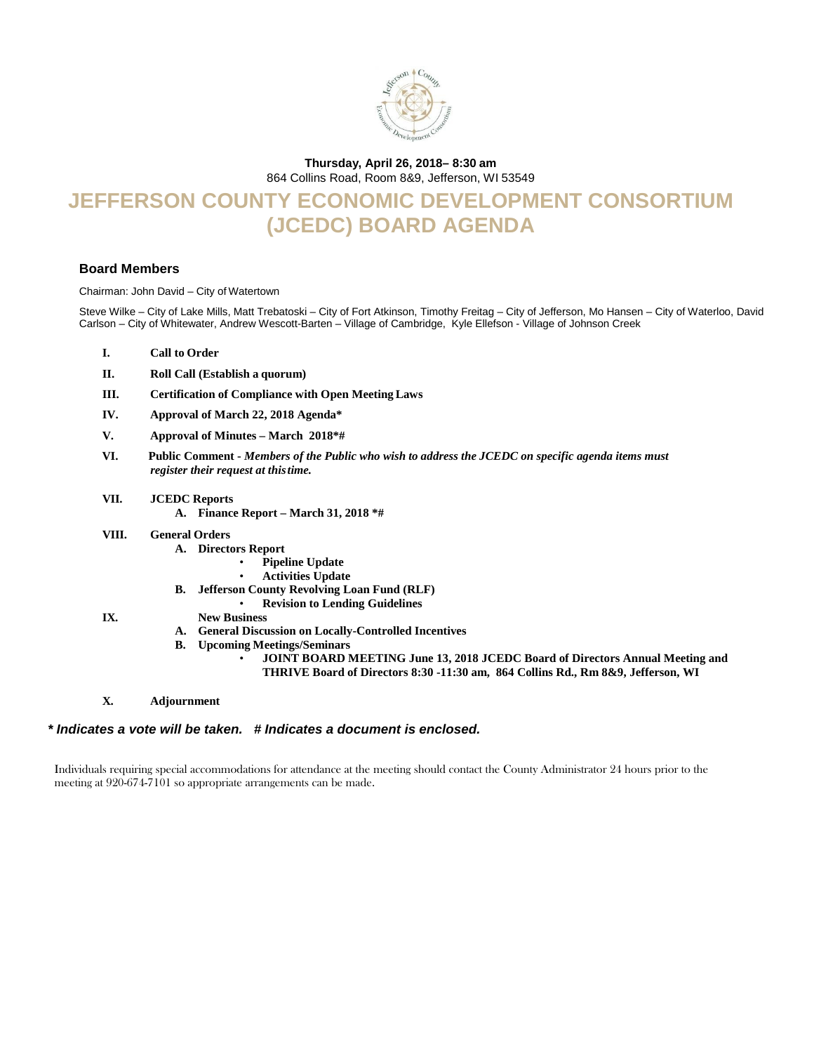**Thursday, April 26, 2018– 8:30 am**
864 Collins Road, Room 8&9, Jefferson, WI 53549

# JEFFERSON COUNTY ECONOMIC DEVELOPMENT CONSORTIUM (JCEDC) BOARD AGENDA

### Board Members

Chairman: John David – City of Watertown

Steve Wilke – City of Lake Mills, Matt Trebatoski – City of Fort Atkinson, Timothy Freitag – City of Jefferson, Mo Hansen – City of Waterloo, David Carlson – City of Whitewater, Andrew Wescott-Barten – Village of Cambridge, Kyle Ellefson - Village of Johnson Creek

- **I. Call to Order**
- **II. Roll Call (Establish a quorum)**
- **III. Certification of Compliance with Open Meeting Laws**
- **IV. Approval of March 22, 2018 Agenda***
- **V. Approval of Minutes – March 2018*#**
- **VI. Public Comment -** ***Members of the Public who wish to address the JCEDC on specific agenda items must register their request at this time.***
- **VII. JCEDC Reports**
  - **A. Finance Report – March 31, 2018 *#**
- **VIII. General Orders**
  - **A. Directors Report**
    - **Pipeline Update**
    - **Activities Update**
  - **B. Jefferson County Revolving Loan Fund (RLF)**
    - **Revision to Lending Guidelines**
- **IX. New Business**
  - **A. General Discussion on Locally-Controlled Incentives**
  - **B. Upcoming Meetings/Seminars**
    - **JOINT BOARD MEETING June 13, 2018 JCEDC Board of Directors Annual Meeting and THRIVE Board of Directors 8:30 -11:30 am, 864 Collins Rd., Rm 8&9, Jefferson, WI**
- **X. Adjournment**

***\* Indicates a vote will be taken. # Indicates a document is enclosed.***

Individuals requiring special accommodations for attendance at the meeting should contact the County Administrator 24 hours prior to the meeting at 920-674-7101 so appropriate arrangements can be made.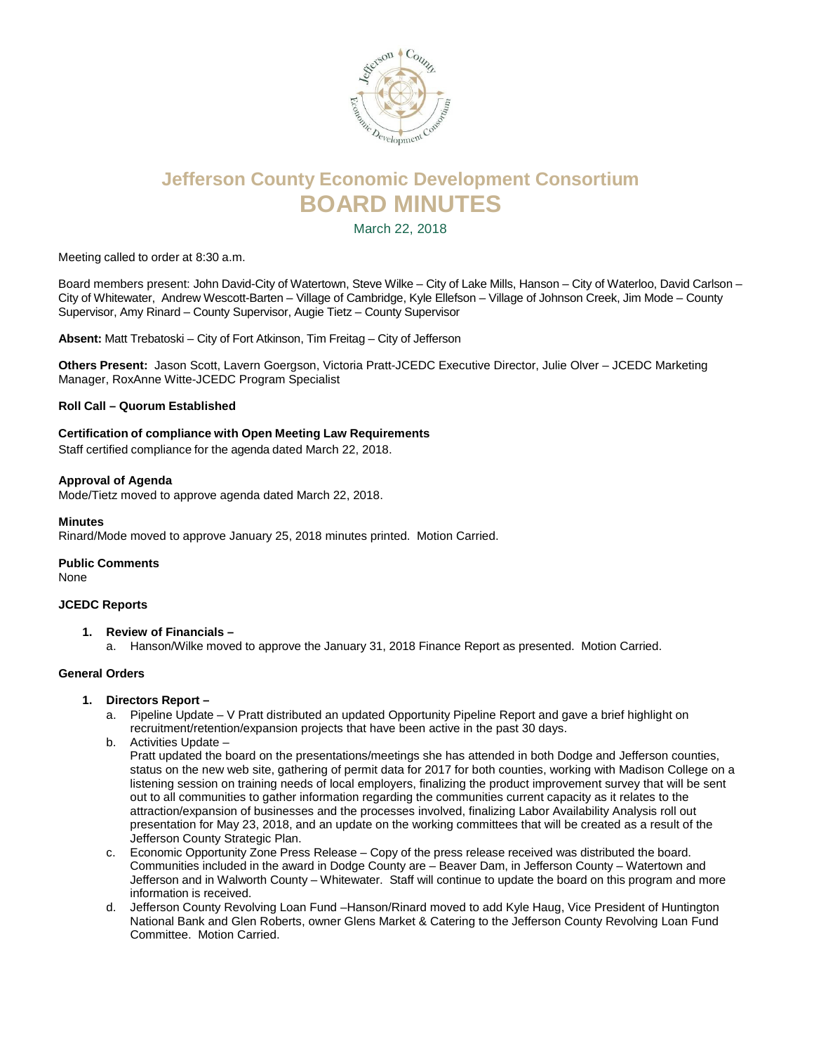# Jefferson County Economic Development Consortium

# BOARD MINUTES

March 22, 2018

Meeting called to order at 8:30 a.m.

Board members present: John David-City of Watertown, Steve Wilke – City of Lake Mills, Hanson – City of Waterloo, David Carlson – City of Whitewater, Andrew Wescott-Barten – Village of Cambridge, Kyle Ellefson – Village of Johnson Creek, Jim Mode – County Supervisor, Amy Rinard – County Supervisor, Augie Tietz – County Supervisor

**Absent:** Matt Trebatoski – City of Fort Atkinson, Tim Freitag – City of Jefferson

**Others Present:** Jason Scott, Lavern Goergson, Victoria Pratt-JCEDC Executive Director, Julie Olver – JCEDC Marketing Manager, RoxAnne Witte-JCEDC Program Specialist

**Roll Call – Quorum Established**

**Certification of compliance with Open Meeting Law Requirements**

Staff certified compliance for the agenda dated March 22, 2018.

**Approval of Agenda**

Mode/Tietz moved to approve agenda dated March 22, 2018.

**Minutes**

Rinard/Mode moved to approve January 25, 2018 minutes printed. Motion Carried.

**Public Comments**

None

**JCEDC Reports**

1. **Review of Financials –**
   a. Hanson/Wilke moved to approve the January 31, 2018 Finance Report as presented. Motion Carried.

**General Orders**

1. **Directors Report –**
   a. Pipeline Update – V Pratt distributed an updated Opportunity Pipeline Report and gave a brief highlight on recruitment/retention/expansion projects that have been active in the past 30 days.
   b. Activities Update –
      Pratt updated the board on the presentations/meetings she has attended in both Dodge and Jefferson counties, status on the new web site, gathering of permit data for 2017 for both counties, working with Madison College on a listening session on training needs of local employers, finalizing the product improvement survey that will be sent out to all communities to gather information regarding the communities current capacity as it relates to the attraction/expansion of businesses and the processes involved, finalizing Labor Availability Analysis roll out presentation for May 23, 2018, and an update on the working committees that will be created as a result of the Jefferson County Strategic Plan.
   c. Economic Opportunity Zone Press Release – Copy of the press release received was distributed the board. Communities included in the award in Dodge County are – Beaver Dam, in Jefferson County – Watertown and Jefferson and in Walworth County – Whitewater. Staff will continue to update the board on this program and more information is received.
   d. Jefferson County Revolving Loan Fund –Hanson/Rinard moved to add Kyle Haug, Vice President of Huntington National Bank and Glen Roberts, owner Glens Market & Catering to the Jefferson County Revolving Loan Fund Committee. Motion Carried.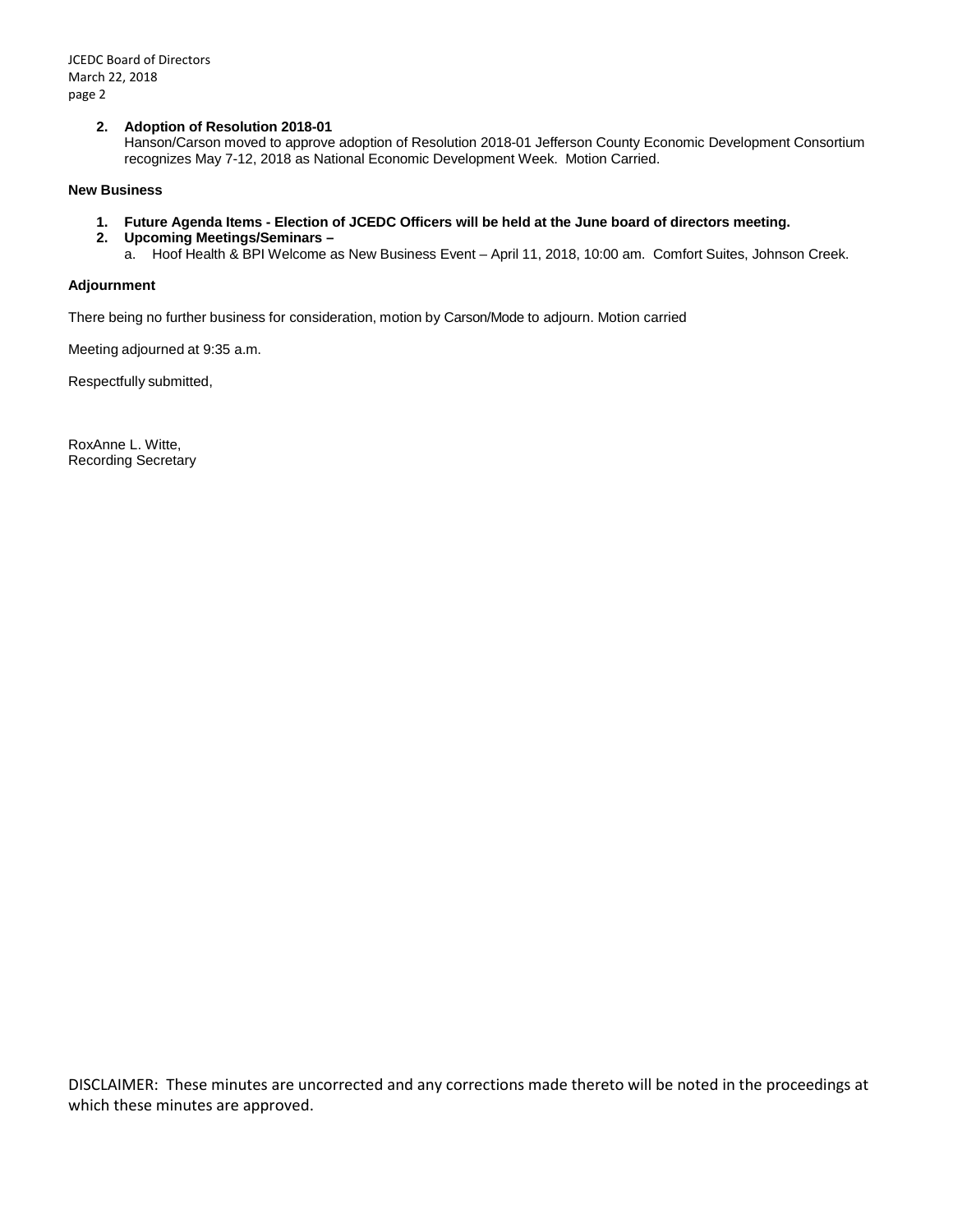**2. Adoption of Resolution 2018-01**
Hanson/Carson moved to approve adoption of Resolution 2018-01 Jefferson County Economic Development Consortium recognizes May 7-12, 2018 as National Economic Development Week. Motion Carried.

**New Business**

1. **Future Agenda Items - Election of JCEDC Officers will be held at the June board of directors meeting.**
2. **Upcoming Meetings/Seminars –**
   a. Hoof Health & BPI Welcome as New Business Event – April 11, 2018, 10:00 am. Comfort Suites, Johnson Creek.

**Adjournment**

There being no further business for consideration, motion by Carson/Mode to adjourn. Motion carried

Meeting adjourned at 9:35 a.m.

Respectfully submitted,

RoxAnne L. Witte,
Recording Secretary

DISCLAIMER: These minutes are uncorrected and any corrections made thereto will be noted in the proceedings at which these minutes are approved.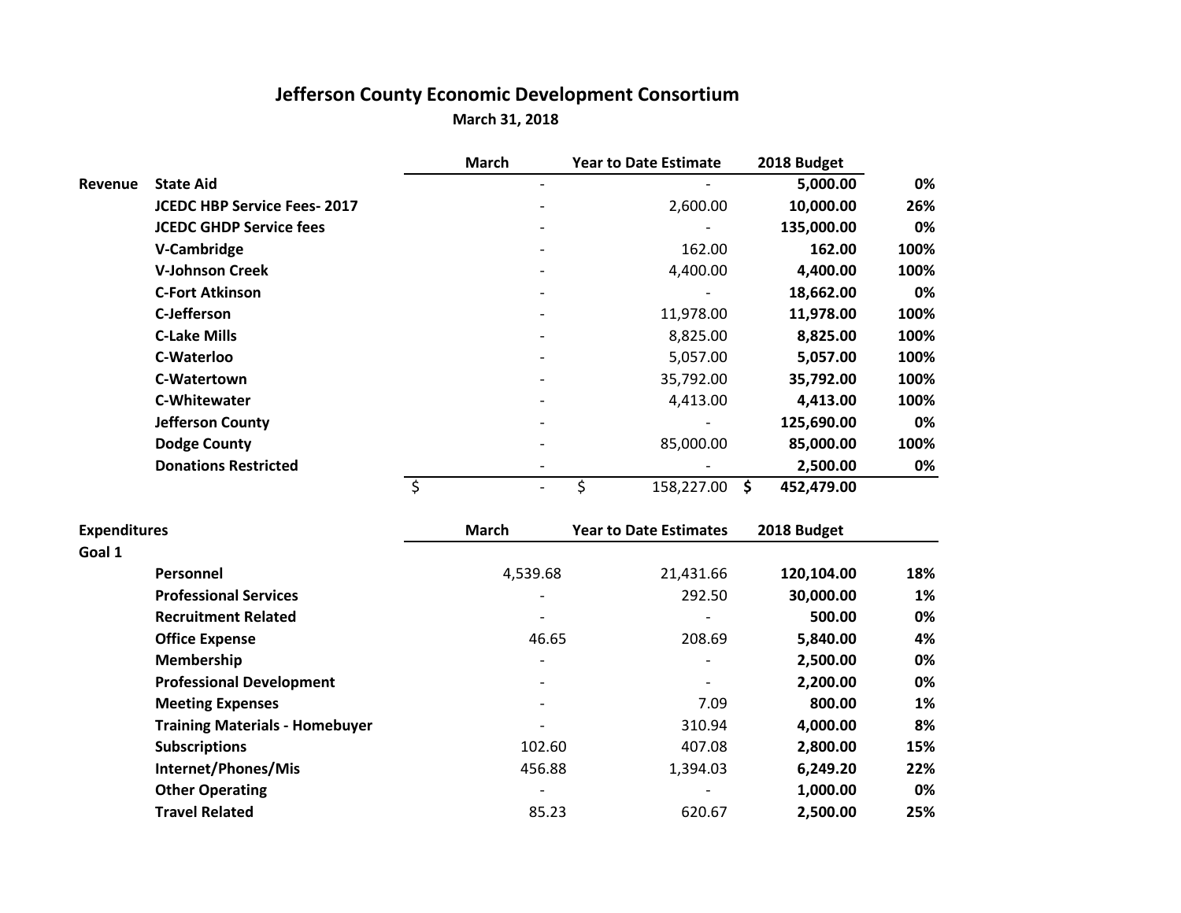# Jefferson County Economic Development Consortium

**March 31, 2018**

| | | March | Year to Date Estimate | 2018 Budget | |
|---|---|---|---|---|---|
| **Revenue** | **State Aid** | - | - | **5,000.00** | **0%** |
| | **JCEDC HBP Service Fees- 2017** | - | 2,600.00 | **10,000.00** | **26%** |
| | **JCEDC GHDP Service fees** | - | - | **135,000.00** | **0%** |
| | **V-Cambridge** | - | 162.00 | **162.00** | **100%** |
| | **V-Johnson Creek** | - | 4,400.00 | **4,400.00** | **100%** |
| | **C-Fort Atkinson** | - | - | **18,662.00** | **0%** |
| | **C-Jefferson** | - | 11,978.00 | **11,978.00** | **100%** |
| | **C-Lake Mills** | - | 8,825.00 | **8,825.00** | **100%** |
| | **C-Waterloo** | - | 5,057.00 | **5,057.00** | **100%** |
| | **C-Watertown** | - | 35,792.00 | **35,792.00** | **100%** |
| | **C-Whitewater** | - | 4,413.00 | **4,413.00** | **100%** |
| | **Jefferson County** | - | - | **125,690.00** | **0%** |
| | **Dodge County** | - | 85,000.00 | **85,000.00** | **100%** |
| | **Donations Restricted** | - | - | **2,500.00** | **0%** |
| | | $ - | $ 158,227.00 | **$ 452,479.00** | |

| **Expenditures** | | March | Year to Date Estimates | 2018 Budget | |
|---|---|---|---|---|---|
| **Goal 1** | | | | | |
| | **Personnel** | 4,539.68 | 21,431.66 | **120,104.00** | **18%** |
| | **Professional Services** | - | 292.50 | **30,000.00** | **1%** |
| | **Recruitment Related** | - | - | **500.00** | **0%** |
| | **Office Expense** | 46.65 | 208.69 | **5,840.00** | **4%** |
| | **Membership** | - | - | **2,500.00** | **0%** |
| | **Professional Development** | - | - | **2,200.00** | **0%** |
| | **Meeting Expenses** | - | 7.09 | **800.00** | **1%** |
| | **Training Materials - Homebuyer** | - | 310.94 | **4,000.00** | **8%** |
| | **Subscriptions** | 102.60 | 407.08 | **2,800.00** | **15%** |
| | **Internet/Phones/Mis** | 456.88 | 1,394.03 | **6,249.20** | **22%** |
| | **Other Operating** | - | - | **1,000.00** | **0%** |
| | **Travel Related** | 85.23 | 620.67 | **2,500.00** | **25%** |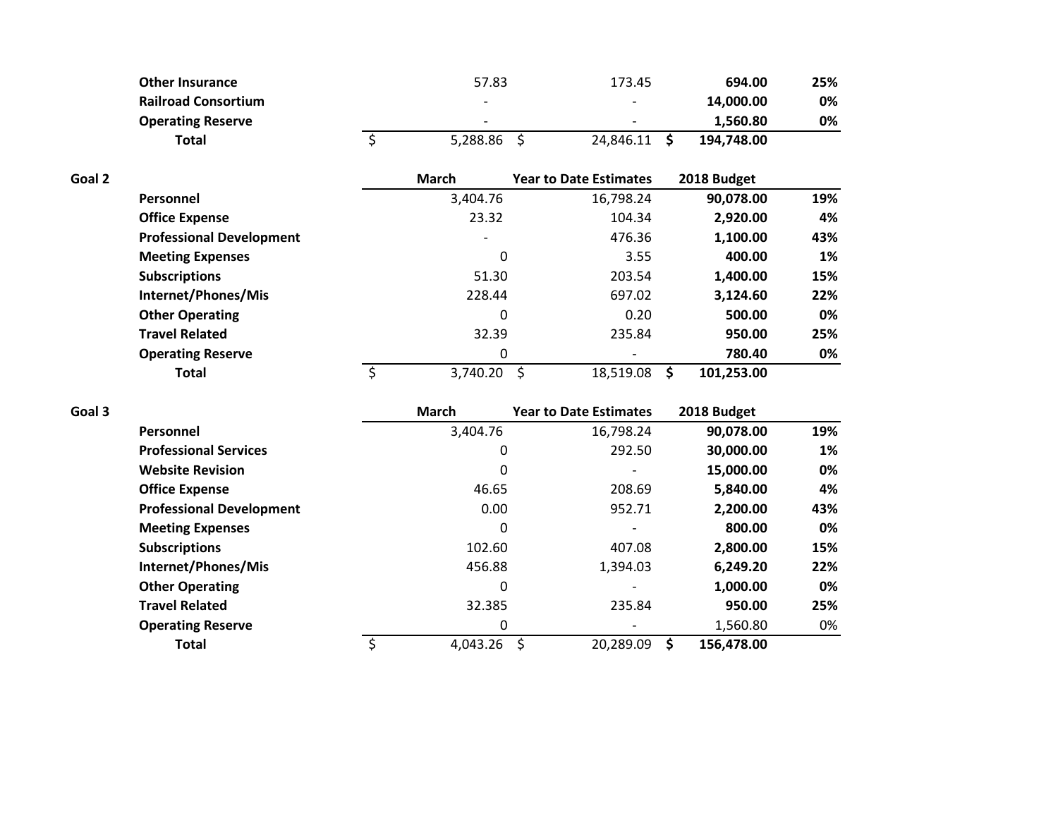| | | March | Year to Date Estimates | 2018 Budget | |
|---|---|---|---|---|---|
| | **Other Insurance** | 57.83 | 173.45 | **694.00** | **25%** |
| | **Railroad Consortium** | - | - | **14,000.00** | **0%** |
| | **Operating Reserve** | - | - | **1,560.80** | **0%** |
| | **Total** | $ 5,288.86 | $ 24,846.11 | **$ 194,748.00** | |

| **Goal 2** | | **March** | **Year to Date Estimates** | **2018 Budget** | |
|---|---|---|---|---|---|
| | **Personnel** | 3,404.76 | 16,798.24 | **90,078.00** | **19%** |
| | **Office Expense** | 23.32 | 104.34 | **2,920.00** | **4%** |
| | **Professional Development** | - | 476.36 | **1,100.00** | **43%** |
| | **Meeting Expenses** | 0 | 3.55 | **400.00** | **1%** |
| | **Subscriptions** | 51.30 | 203.54 | **1,400.00** | **15%** |
| | **Internet/Phones/Mis** | 228.44 | 697.02 | **3,124.60** | **22%** |
| | **Other Operating** | 0 | 0.20 | **500.00** | **0%** |
| | **Travel Related** | 32.39 | 235.84 | **950.00** | **25%** |
| | **Operating Reserve** | 0 | - | **780.40** | **0%** |
| | **Total** | $ 3,740.20 | $ 18,519.08 | **$ 101,253.00** | |

| **Goal 3** | | **March** | **Year to Date Estimates** | **2018 Budget** | |
|---|---|---|---|---|---|
| | **Personnel** | 3,404.76 | 16,798.24 | **90,078.00** | **19%** |
| | **Professional Services** | 0 | 292.50 | **30,000.00** | **1%** |
| | **Website Revision** | 0 | - | **15,000.00** | **0%** |
| | **Office Expense** | 46.65 | 208.69 | **5,840.00** | **4%** |
| | **Professional Development** | 0.00 | 952.71 | **2,200.00** | **43%** |
| | **Meeting Expenses** | 0 | - | **800.00** | **0%** |
| | **Subscriptions** | 102.60 | 407.08 | **2,800.00** | **15%** |
| | **Internet/Phones/Mis** | 456.88 | 1,394.03 | **6,249.20** | **22%** |
| | **Other Operating** | 0 | - | **1,000.00** | **0%** |
| | **Travel Related** | 32.385 | 235.84 | **950.00** | **25%** |
| | **Operating Reserve** | 0 | - | 1,560.80 | 0% |
| | **Total** | $ 4,043.26 | $ 20,289.09 | **$ 156,478.00** | |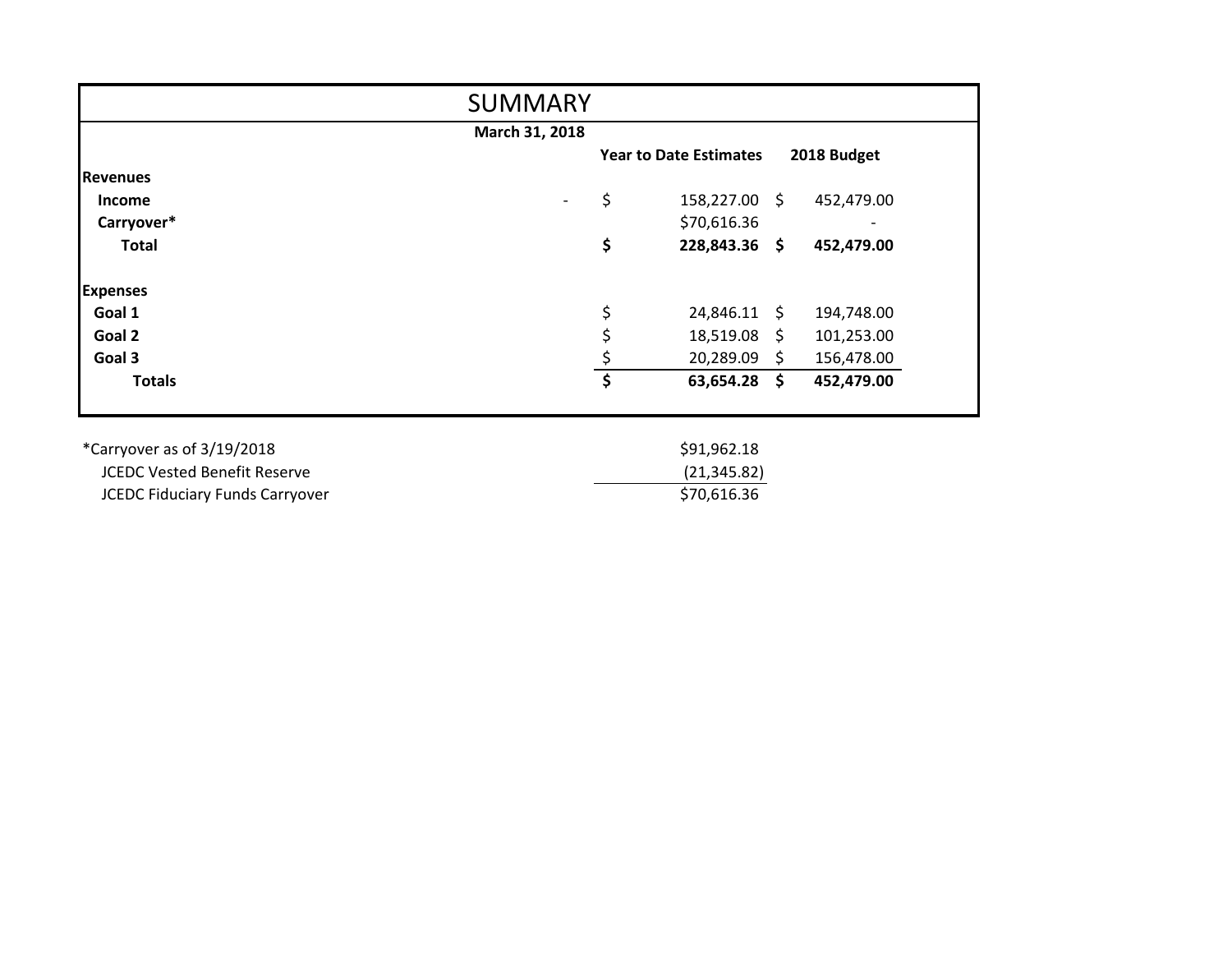# SUMMARY

**March 31, 2018**

| | | Year to Date Estimates | 2018 Budget |
|---|---|---|---|
| **Revenues** | | | |
| **Income** | - | $ 158,227.00 | $ 452,479.00 |
| **Carryover*** | | $70,616.36 | - |
| **Total** | | **$ 228,843.36** | **$ 452,479.00** |
| | | | |
| **Expenses** | | | |
| **Goal 1** | | $ 24,846.11 | $ 194,748.00 |
| **Goal 2** | | $ 18,519.08 | $ 101,253.00 |
| **Goal 3** | | $ 20,289.09 | $ 156,478.00 |
| **Totals** | | **$ 63,654.28** | **$ 452,479.00** |

| | |
|---|---|
| *Carryover as of 3/19/2018 | $91,962.18 |
| JCEDC Vested Benefit Reserve | (21,345.82) |
| JCEDC Fiduciary Funds Carryover | $70,616.36 |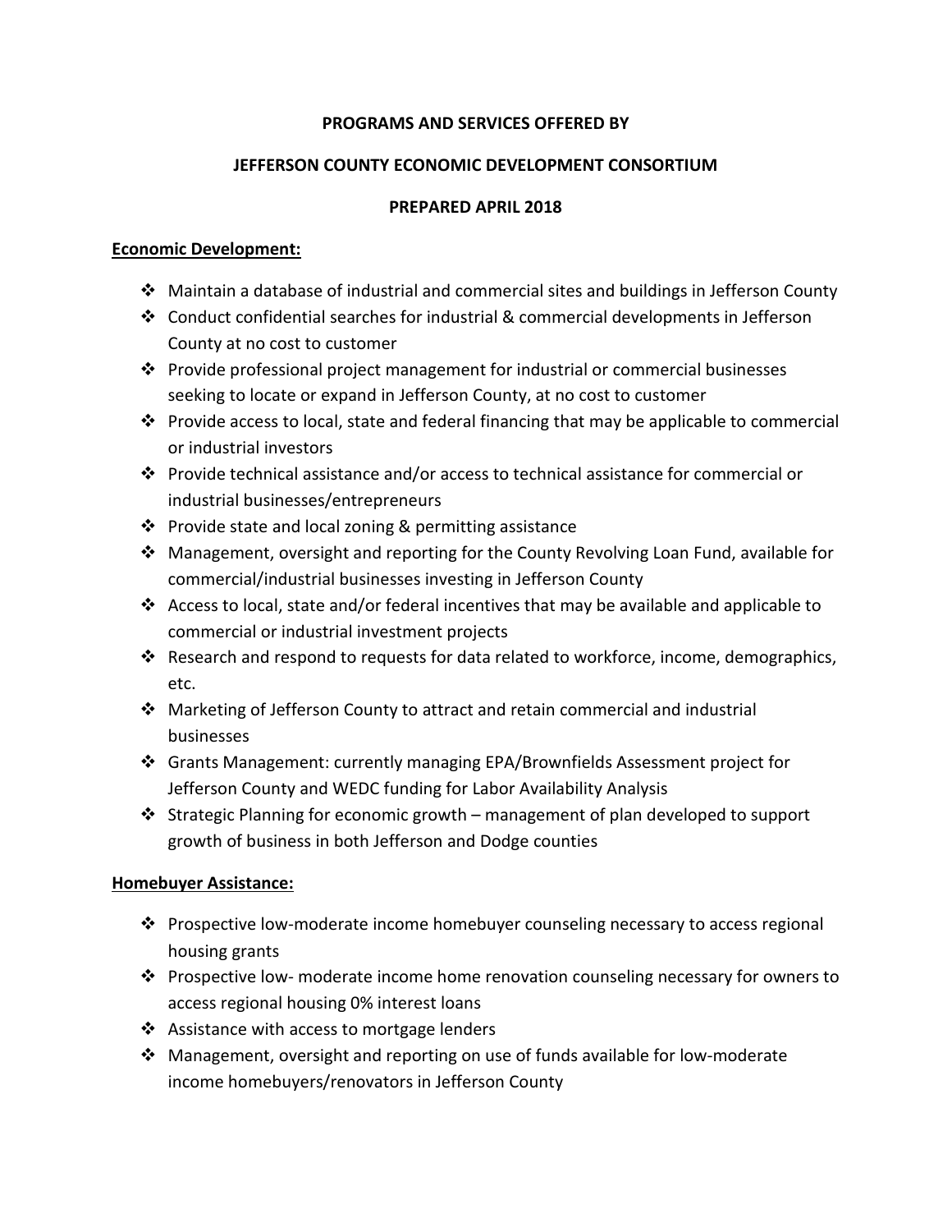**PROGRAMS AND SERVICES OFFERED BY**

**JEFFERSON COUNTY ECONOMIC DEVELOPMENT CONSORTIUM**

**PREPARED APRIL 2018**

**Economic Development:**

- Maintain a database of industrial and commercial sites and buildings in Jefferson County
- Conduct confidential searches for industrial & commercial developments in Jefferson County at no cost to customer
- Provide professional project management for industrial or commercial businesses seeking to locate or expand in Jefferson County, at no cost to customer
- Provide access to local, state and federal financing that may be applicable to commercial or industrial investors
- Provide technical assistance and/or access to technical assistance for commercial or industrial businesses/entrepreneurs
- Provide state and local zoning & permitting assistance
- Management, oversight and reporting for the County Revolving Loan Fund, available for commercial/industrial businesses investing in Jefferson County
- Access to local, state and/or federal incentives that may be available and applicable to commercial or industrial investment projects
- Research and respond to requests for data related to workforce, income, demographics, etc.
- Marketing of Jefferson County to attract and retain commercial and industrial businesses
- Grants Management: currently managing EPA/Brownfields Assessment project for Jefferson County and WEDC funding for Labor Availability Analysis
- Strategic Planning for economic growth – management of plan developed to support growth of business in both Jefferson and Dodge counties

**Homebuyer Assistance:**

- Prospective low-moderate income homebuyer counseling necessary to access regional housing grants
- Prospective low- moderate income home renovation counseling necessary for owners to access regional housing 0% interest loans
- Assistance with access to mortgage lenders
- Management, oversight and reporting on use of funds available for low-moderate income homebuyers/renovators in Jefferson County